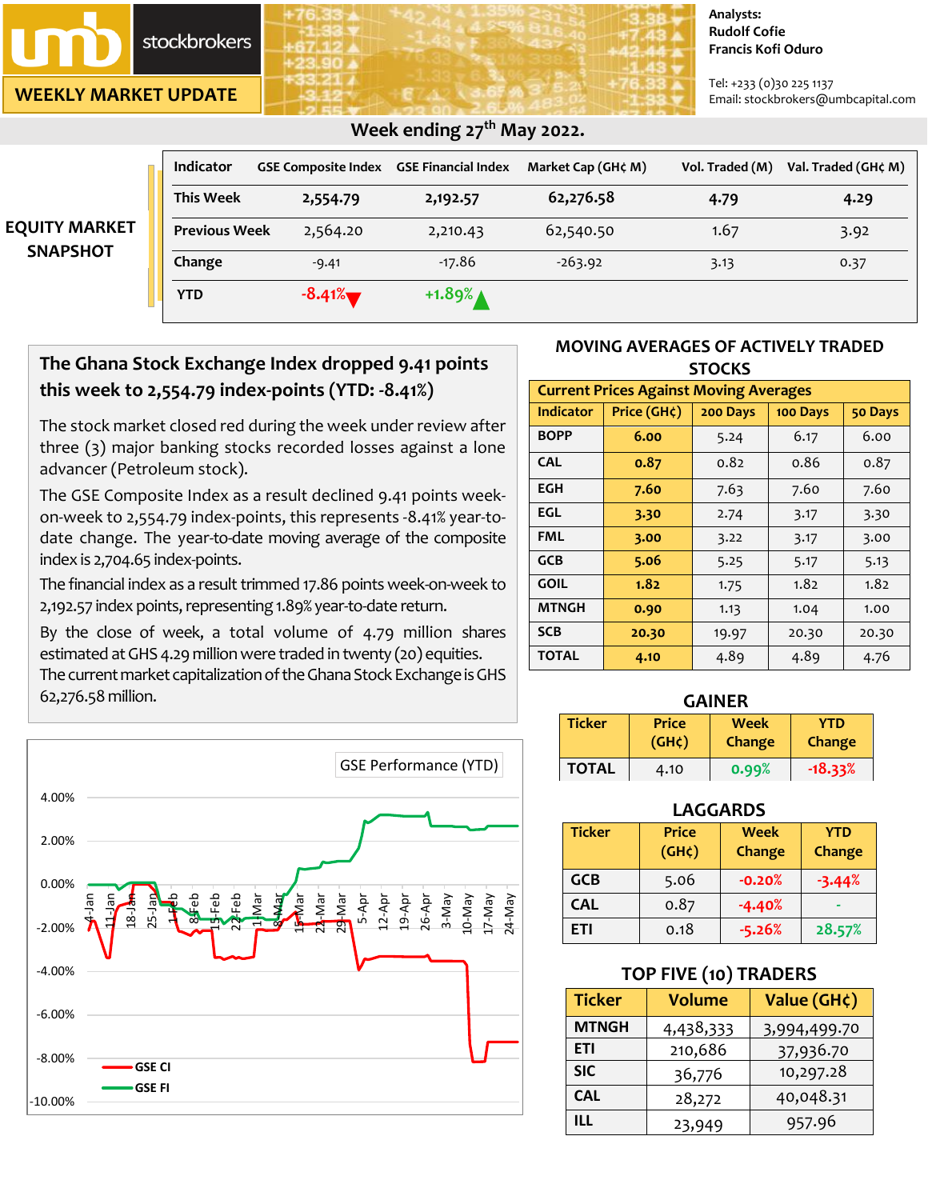# WEEKLY MARKET UPDATE

umb stockbrokers

Analysts:
Rudolf Cofie
Francis Kofi Oduro

Tel: +233 (0)30 225 1137
Email: stockbrokers@umbcapital.com

## Week ending 27th May 2022.

### EQUITY MARKET SNAPSHOT

| Indicator | GSE Composite Index | GSE Financial Index | Market Cap (GH¢ M) | Vol. Traded (M) | Val. Traded (GH¢ M) |
|---|---|---|---|---|---|
| This Week | 2,554.79 | 2,192.57 | 62,276.58 | 4.79 | 4.29 |
| Previous Week | 2,564.20 | 2,210.43 | 62,540.50 | 1.67 | 3.92 |
| Change | -9.41 | -17.86 | -263.92 | 3.13 | 0.37 |
| YTD | -8.41% ▼ | +1.89% ▲ | | | |

## The Ghana Stock Exchange Index dropped 9.41 points this week to 2,554.79 index-points (YTD: -8.41%)

The stock market closed red during the week under review after three (3) major banking stocks recorded losses against a lone advancer (Petroleum stock).

The GSE Composite Index as a result declined 9.41 points week-on-week to 2,554.79 index-points, this represents -8.41% year-to-date change. The year-to-date moving average of the composite index is 2,704.65 index-points.

The financial index as a result trimmed 17.86 points week-on-week to 2,192.57 index points, representing 1.89% year-to-date return.

By the close of week, a total volume of 4.79 million shares estimated at GHS 4.29 million were traded in twenty (20) equities.
The current market capitalization of the Ghana Stock Exchange is GHS 62,276.58 million.

GSE Performance (YTD)

4.00%
2.00%
0.00%
-2.00%
-4.00%
-6.00%
-8.00%
-10.00%

4-Jan, 11-Jan, 18-Jan, 25-Jan, 1-Feb, 8-Feb, 15-Feb, 22-Feb, 1-Mar, 8-Mar, 15-Mar, 22-Mar, 29-Mar, 5-Apr, 12-Apr, 19-Apr, 26-Apr, 3-May, 10-May, 17-May, 24-May

GSE CI
GSE FI

### MOVING AVERAGES OF ACTIVELY TRADED STOCKS

| Current Prices Against Moving Averages | | | | |
|---|---|---|---|---|
| Indicator | Price (GH¢) | 200 Days | 100 Days | 50 Days |
| BOPP | 6.00 | 5.24 | 6.17 | 6.00 |
| CAL | 0.87 | 0.82 | 0.86 | 0.87 |
| EGH | 7.60 | 7.63 | 7.60 | 7.60 |
| EGL | 3.30 | 2.74 | 3.17 | 3.30 |
| FML | 3.00 | 3.22 | 3.17 | 3.00 |
| GCB | 5.06 | 5.25 | 5.17 | 5.13 |
| GOIL | 1.82 | 1.75 | 1.82 | 1.82 |
| MTNGH | 0.90 | 1.13 | 1.04 | 1.00 |
| SCB | 20.30 | 19.97 | 20.30 | 20.30 |
| TOTAL | 4.10 | 4.89 | 4.89 | 4.76 |

### GAINER

| Ticker | Price (GH¢) | Week Change | YTD Change |
|---|---|---|---|
| TOTAL | 4.10 | 0.99% | -18.33% |

### LAGGARDS

| Ticker | Price (GH¢) | Week Change | YTD Change |
|---|---|---|---|
| GCB | 5.06 | -0.20% | -3.44% |
| CAL | 0.87 | -4.40% | - |
| ETI | 0.18 | -5.26% | 28.57% |

### TOP FIVE (10) TRADERS

| Ticker | Volume | Value (GH¢) |
|---|---|---|
| MTNGH | 4,438,333 | 3,994,499.70 |
| ETI | 210,686 | 37,936.70 |
| SIC | 36,776 | 10,297.28 |
| CAL | 28,272 | 40,048.31 |
| ILL | 23,949 | 957.96 |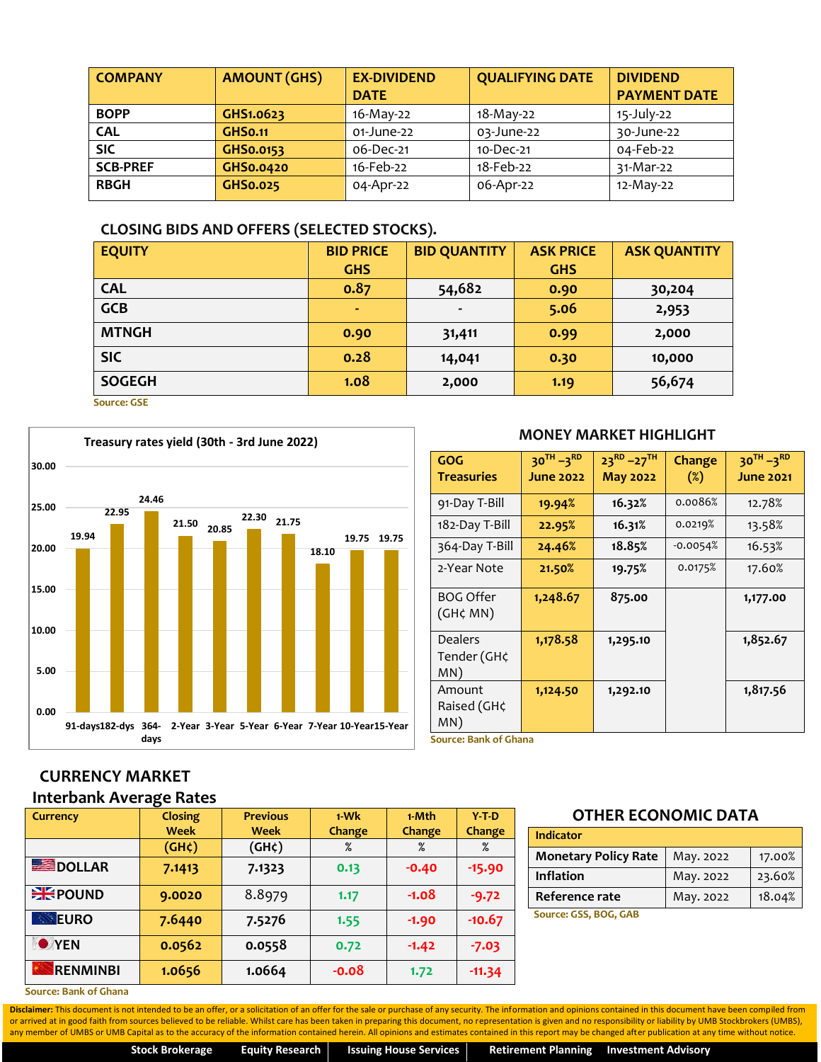| COMPANY | AMOUNT (GHS) | EX-DIVIDEND DATE | QUALIFYING DATE | DIVIDEND PAYMENT DATE |
|---|---|---|---|---|
| BOPP | GHS1.0623 | 16-May-22 | 18-May-22 | 15-July-22 |
| CAL | GHS0.11 | 01-June-22 | 03-June-22 | 30-June-22 |
| SIC | GHS0.0153 | 06-Dec-21 | 10-Dec-21 | 04-Feb-22 |
| SCB-PREF | GHS0.0420 | 16-Feb-22 | 18-Feb-22 | 31-Mar-22 |
| RBGH | GHS0.025 | 04-Apr-22 | 06-Apr-22 | 12-May-22 |

## CLOSING BIDS AND OFFERS (SELECTED STOCKS).

| EQUITY | BID PRICE GHS | BID QUANTITY | ASK PRICE GHS | ASK QUANTITY |
|---|---|---|---|---|
| CAL | 0.87 | 54,682 | 0.90 | 30,204 |
| GCB | - | - | 5.06 | 2,953 |
| MTNGH | 0.90 | 31,411 | 0.99 | 2,000 |
| SIC | 0.28 | 14,041 | 0.30 | 10,000 |
| SOGEGH | 1.08 | 2,000 | 1.19 | 56,674 |

Source: GSE

Treasury rates yield (30th - 3rd June 2022)

30.00
25.00
20.00
15.00
10.00
5.00
0.00

19.94 22.95 24.46 21.50 20.85 22.30 21.75 18.10 19.75 19.75

91-days 182-dys 364-days 2-Year 3-Year 5-Year 6-Year 7-Year 10-Year 15-Year

## MONEY MARKET HIGHLIGHT

| GOG Treasuries | 30TH –3RD June 2022 | 23RD –27TH May 2022 | Change (%) | 30TH –3RD June 2021 |
|---|---|---|---|---|
| 91-Day T-Bill | 19.94% | 16.32% | 0.0086% | 12.78% |
| 182-Day T-Bill | 22.95% | 16.31% | 0.0219% | 13.58% |
| 364-Day T-Bill | 24.46% | 18.85% | -0.0054% | 16.53% |
| 2-Year Note | 21.50% | 19.75% | 0.0175% | 17.60% |
| BOG Offer (GH¢ MN) | 1,248.67 | 875.00 | | 1,177.00 |
| Dealers Tender (GH¢ MN) | 1,178.58 | 1,295.10 | | 1,852.67 |
| Amount Raised (GH¢ MN) | 1,124.50 | 1,292.10 | | 1,817.56 |

Source: Bank of Ghana

## CURRENCY MARKET

### Interbank Average Rates

| Currency | Closing Week | Previous Week | 1-Wk Change | 1-Mth Change | Y-T-D Change |
|---|---|---|---|---|---|
| | (GH¢) | (GH¢) | % | % | % |
| DOLLAR | 7.1413 | 7.1323 | 0.13 | -0.40 | -15.90 |
| POUND | 9.0020 | 8.8979 | 1.17 | -1.08 | -9.72 |
| EURO | 7.6440 | 7.5276 | 1.55 | -1.90 | -10.67 |
| YEN | 0.0562 | 0.0558 | 0.72 | -1.42 | -7.03 |
| RENMINBI | 1.0656 | 1.0664 | -0.08 | 1.72 | -11.34 |

Source: Bank of Ghana

## OTHER ECONOMIC DATA

| Indicator | | |
|---|---|---|
| Monetary Policy Rate | May. 2022 | 17.00% |
| Inflation | May. 2022 | 23.60% |
| Reference rate | May. 2022 | 18.04% |

Source: GSS, BOG, GAB

**Disclaimer:** This document is not intended to be an offer, or a solicitation of an offer for the sale or purchase of any security. The information and opinions contained in this document have been compiled from or arrived at in good faith from sources believed to be reliable. Whilst care has been taken in preparing this document, no representation is given and no responsibility or liability by UMB Stockbrokers (UMBS), any member of UMBS or UMB Capital as to the accuracy of the information contained herein. All opinions and estimates contained in this report may be changed after publication at any time without notice.

Stock Brokerage | Equity Research | Issuing House Services | Retirement Planning | Investment Advisory